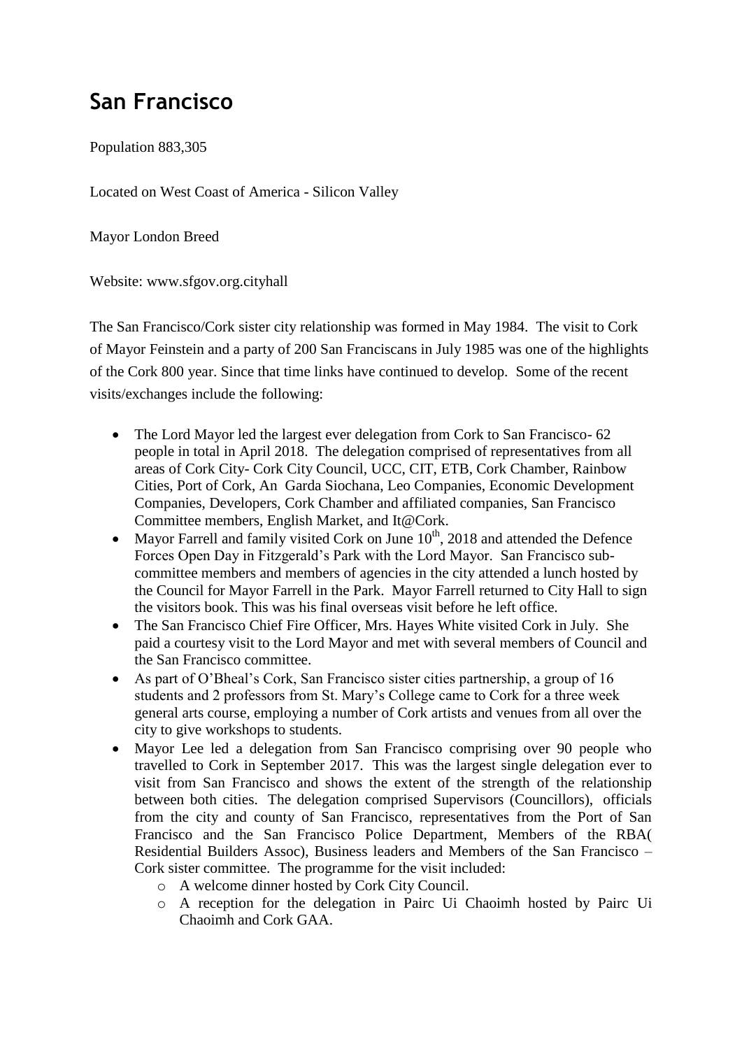# San Francisco

Population 883,305

Located on West Coast of America - Silicon Valley

Mayor London Breed

Website: www.sfgov.org.cityhall

The San Francisco/Cork sister city relationship was formed in May 1984. The visit to Cork of Mayor Feinstein and a party of 200 San Franciscans in July 1985 was one of the highlights of the Cork 800 year. Since that time links have continued to develop. Some of the recent visits/exchanges include the following:

- The Lord Mayor led the largest ever delegation from Cork to San Francisco- 62 people in total in April 2018. The delegation comprised of representatives from all areas of Cork City- Cork City Council, UCC, CIT, ETB, Cork Chamber, Rainbow Cities, Port of Cork, An Garda Siochana, Leo Companies, Economic Development Companies, Developers, Cork Chamber and affiliated companies, San Francisco Committee members, English Market, and It@Cork.
- Mayor Farrell and family visited Cork on June 10th, 2018 and attended the Defence Forces Open Day in Fitzgerald's Park with the Lord Mayor. San Francisco sub-committee members and members of agencies in the city attended a lunch hosted by the Council for Mayor Farrell in the Park. Mayor Farrell returned to City Hall to sign the visitors book. This was his final overseas visit before he left office.
- The San Francisco Chief Fire Officer, Mrs. Hayes White visited Cork in July. She paid a courtesy visit to the Lord Mayor and met with several members of Council and the San Francisco committee.
- As part of O'Bheal's Cork, San Francisco sister cities partnership, a group of 16 students and 2 professors from St. Mary's College came to Cork for a three week general arts course, employing a number of Cork artists and venues from all over the city to give workshops to students.
- Mayor Lee led a delegation from San Francisco comprising over 90 people who travelled to Cork in September 2017. This was the largest single delegation ever to visit from San Francisco and shows the extent of the strength of the relationship between both cities. The delegation comprised Supervisors (Councillors), officials from the city and county of San Francisco, representatives from the Port of San Francisco and the San Francisco Police Department, Members of the RBA( Residential Builders Assoc), Business leaders and Members of the San Francisco – Cork sister committee. The programme for the visit included:
  - A welcome dinner hosted by Cork City Council.
  - A reception for the delegation in Pairc Ui Chaoimh hosted by Pairc Ui Chaoimh and Cork GAA.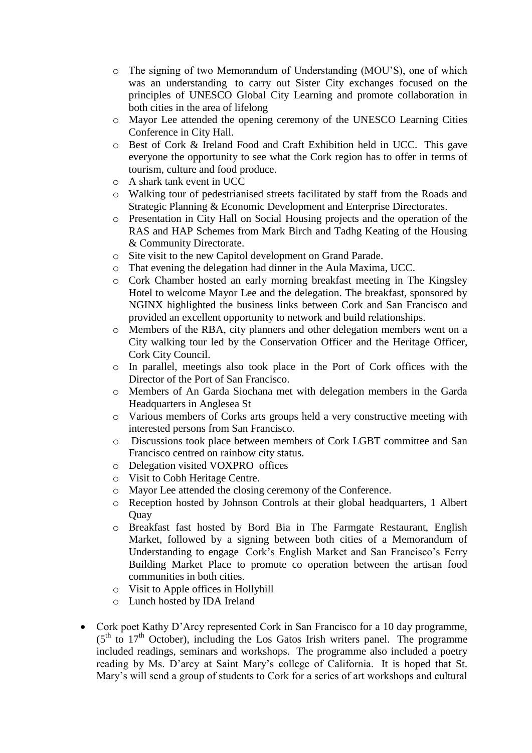- The signing of two Memorandum of Understanding (MOU'S), one of which was an understanding to carry out Sister City exchanges focused on the principles of UNESCO Global City Learning and promote collaboration in both cities in the area of lifelong
  - Mayor Lee attended the opening ceremony of the UNESCO Learning Cities Conference in City Hall.
  - Best of Cork & Ireland Food and Craft Exhibition held in UCC. This gave everyone the opportunity to see what the Cork region has to offer in terms of tourism, culture and food produce.
  - A shark tank event in UCC
  - Walking tour of pedestrianised streets facilitated by staff from the Roads and Strategic Planning & Economic Development and Enterprise Directorates.
  - Presentation in City Hall on Social Housing projects and the operation of the RAS and HAP Schemes from Mark Birch and Tadhg Keating of the Housing & Community Directorate.
  - Site visit to the new Capitol development on Grand Parade.
  - That evening the delegation had dinner in the Aula Maxima, UCC.
  - Cork Chamber hosted an early morning breakfast meeting in The Kingsley Hotel to welcome Mayor Lee and the delegation. The breakfast, sponsored by NGINX highlighted the business links between Cork and San Francisco and provided an excellent opportunity to network and build relationships.
  - Members of the RBA, city planners and other delegation members went on a City walking tour led by the Conservation Officer and the Heritage Officer, Cork City Council.
  - In parallel, meetings also took place in the Port of Cork offices with the Director of the Port of San Francisco.
  - Members of An Garda Siochana met with delegation members in the Garda Headquarters in Anglesea St
  - Various members of Corks arts groups held a very constructive meeting with interested persons from San Francisco.
  - Discussions took place between members of Cork LGBT committee and San Francisco centred on rainbow city status.
  - Delegation visited VOXPRO offices
  - Visit to Cobh Heritage Centre.
  - Mayor Lee attended the closing ceremony of the Conference.
  - Reception hosted by Johnson Controls at their global headquarters, 1 Albert Quay
  - Breakfast fast hosted by Bord Bia in The Farmgate Restaurant, English Market, followed by a signing between both cities of a Memorandum of Understanding to engage Cork's English Market and San Francisco's Ferry Building Market Place to promote co operation between the artisan food communities in both cities.
  - Visit to Apple offices in Hollyhill
  - Lunch hosted by IDA Ireland

- Cork poet Kathy D'Arcy represented Cork in San Francisco for a 10 day programme, (5th to 17th October), including the Los Gatos Irish writers panel. The programme included readings, seminars and workshops. The programme also included a poetry reading by Ms. D'arcy at Saint Mary's college of California. It is hoped that St. Mary's will send a group of students to Cork for a series of art workshops and cultural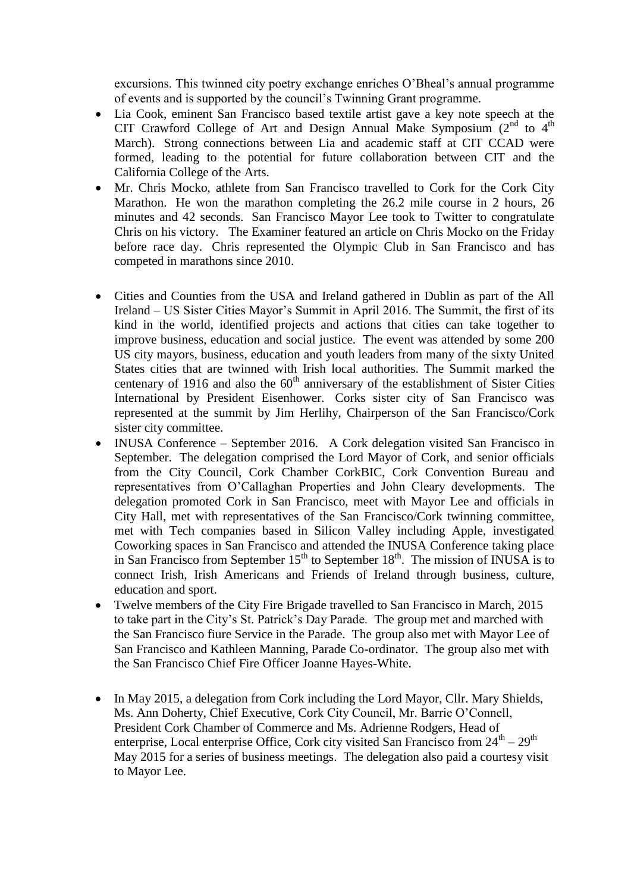excursions. This twinned city poetry exchange enriches O'Bheal's annual programme of events and is supported by the council's Twinning Grant programme.

- Lia Cook, eminent San Francisco based textile artist gave a key note speech at the CIT Crawford College of Art and Design Annual Make Symposium (2nd to 4th March). Strong connections between Lia and academic staff at CIT CCAD were formed, leading to the potential for future collaboration between CIT and the California College of the Arts.
- Mr. Chris Mocko, athlete from San Francisco travelled to Cork for the Cork City Marathon. He won the marathon completing the 26.2 mile course in 2 hours, 26 minutes and 42 seconds. San Francisco Mayor Lee took to Twitter to congratulate Chris on his victory. The Examiner featured an article on Chris Mocko on the Friday before race day. Chris represented the Olympic Club in San Francisco and has competed in marathons since 2010.

- Cities and Counties from the USA and Ireland gathered in Dublin as part of the All Ireland – US Sister Cities Mayor's Summit in April 2016. The Summit, the first of its kind in the world, identified projects and actions that cities can take together to improve business, education and social justice. The event was attended by some 200 US city mayors, business, education and youth leaders from many of the sixty United States cities that are twinned with Irish local authorities. The Summit marked the centenary of 1916 and also the 60th anniversary of the establishment of Sister Cities International by President Eisenhower. Corks sister city of San Francisco was represented at the summit by Jim Herlihy, Chairperson of the San Francisco/Cork sister city committee.
- INUSA Conference – September 2016. A Cork delegation visited San Francisco in September. The delegation comprised the Lord Mayor of Cork, and senior officials from the City Council, Cork Chamber CorkBIC, Cork Convention Bureau and representatives from O'Callaghan Properties and John Cleary developments. The delegation promoted Cork in San Francisco, meet with Mayor Lee and officials in City Hall, met with representatives of the San Francisco/Cork twinning committee, met with Tech companies based in Silicon Valley including Apple, investigated Coworking spaces in San Francisco and attended the INUSA Conference taking place in San Francisco from September 15th to September 18th. The mission of INUSA is to connect Irish, Irish Americans and Friends of Ireland through business, culture, education and sport.
- Twelve members of the City Fire Brigade travelled to San Francisco in March, 2015 to take part in the City's St. Patrick's Day Parade. The group met and marched with the San Francisco fiure Service in the Parade. The group also met with Mayor Lee of San Francisco and Kathleen Manning, Parade Co-ordinator. The group also met with the San Francisco Chief Fire Officer Joanne Hayes-White.

- In May 2015, a delegation from Cork including the Lord Mayor, Cllr. Mary Shields, Ms. Ann Doherty, Chief Executive, Cork City Council, Mr. Barrie O'Connell, President Cork Chamber of Commerce and Ms. Adrienne Rodgers, Head of enterprise, Local enterprise Office, Cork city visited San Francisco from 24th – 29th May 2015 for a series of business meetings. The delegation also paid a courtesy visit to Mayor Lee.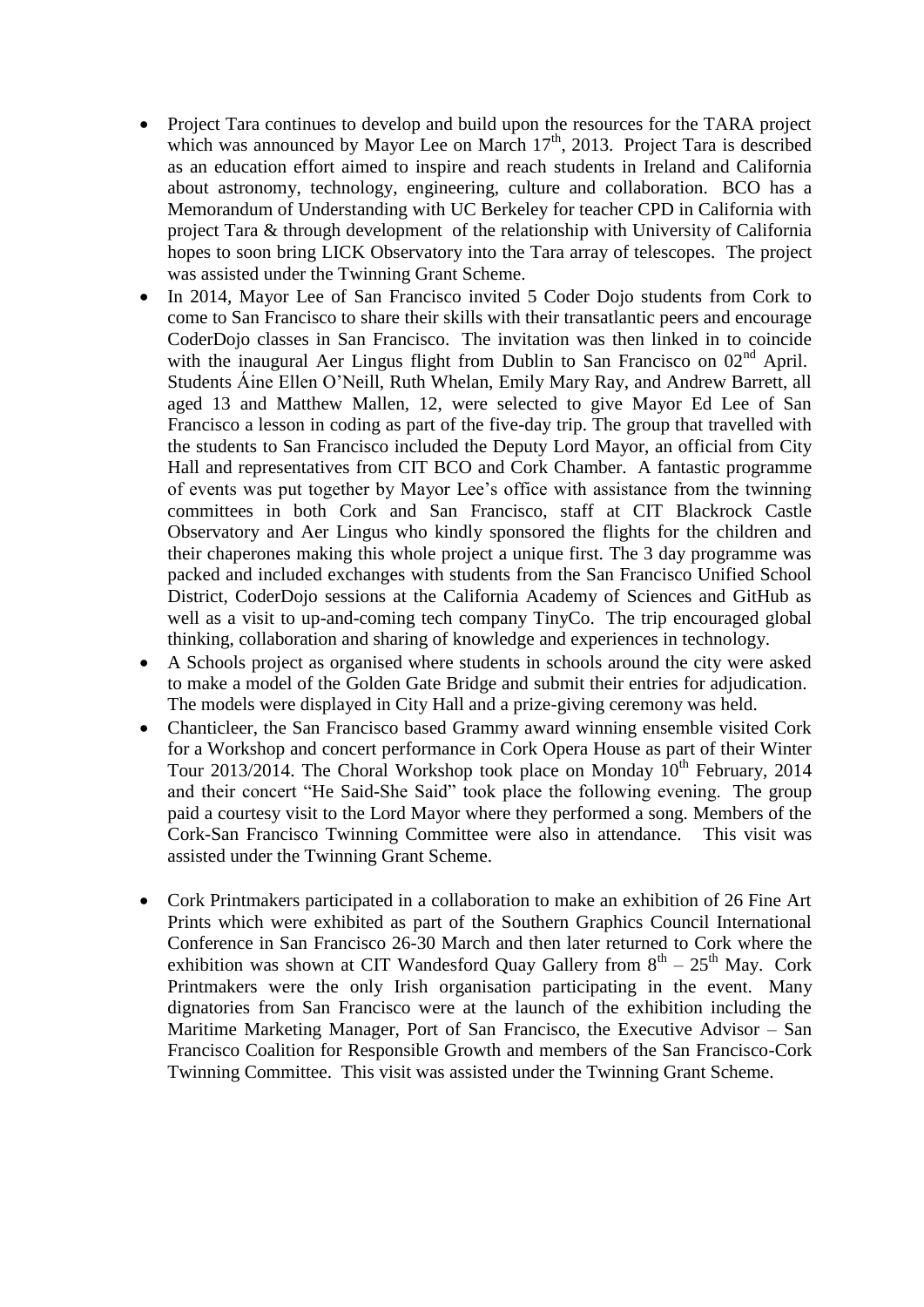- Project Tara continues to develop and build upon the resources for the TARA project which was announced by Mayor Lee on March 17th, 2013. Project Tara is described as an education effort aimed to inspire and reach students in Ireland and California about astronomy, technology, engineering, culture and collaboration. BCO has a Memorandum of Understanding with UC Berkeley for teacher CPD in California with project Tara & through development of the relationship with University of California hopes to soon bring LICK Observatory into the Tara array of telescopes. The project was assisted under the Twinning Grant Scheme.
- In 2014, Mayor Lee of San Francisco invited 5 Coder Dojo students from Cork to come to San Francisco to share their skills with their transatlantic peers and encourage CoderDojo classes in San Francisco. The invitation was then linked in to coincide with the inaugural Aer Lingus flight from Dublin to San Francisco on 02nd April. Students Áine Ellen O'Neill, Ruth Whelan, Emily Mary Ray, and Andrew Barrett, all aged 13 and Matthew Mallen, 12, were selected to give Mayor Ed Lee of San Francisco a lesson in coding as part of the five-day trip. The group that travelled with the students to San Francisco included the Deputy Lord Mayor, an official from City Hall and representatives from CIT BCO and Cork Chamber. A fantastic programme of events was put together by Mayor Lee's office with assistance from the twinning committees in both Cork and San Francisco, staff at CIT Blackrock Castle Observatory and Aer Lingus who kindly sponsored the flights for the children and their chaperones making this whole project a unique first. The 3 day programme was packed and included exchanges with students from the San Francisco Unified School District, CoderDojo sessions at the California Academy of Sciences and GitHub as well as a visit to up-and-coming tech company TinyCo. The trip encouraged global thinking, collaboration and sharing of knowledge and experiences in technology.
- A Schools project as organised where students in schools around the city were asked to make a model of the Golden Gate Bridge and submit their entries for adjudication. The models were displayed in City Hall and a prize-giving ceremony was held.
- Chanticleer, the San Francisco based Grammy award winning ensemble visited Cork for a Workshop and concert performance in Cork Opera House as part of their Winter Tour 2013/2014. The Choral Workshop took place on Monday 10th February, 2014 and their concert "He Said-She Said" took place the following evening. The group paid a courtesy visit to the Lord Mayor where they performed a song. Members of the Cork-San Francisco Twinning Committee were also in attendance. This visit was assisted under the Twinning Grant Scheme.
- Cork Printmakers participated in a collaboration to make an exhibition of 26 Fine Art Prints which were exhibited as part of the Southern Graphics Council International Conference in San Francisco 26-30 March and then later returned to Cork where the exhibition was shown at CIT Wandesford Quay Gallery from 8th – 25th May. Cork Printmakers were the only Irish organisation participating in the event. Many dignatories from San Francisco were at the launch of the exhibition including the Maritime Marketing Manager, Port of San Francisco, the Executive Advisor – San Francisco Coalition for Responsible Growth and members of the San Francisco-Cork Twinning Committee. This visit was assisted under the Twinning Grant Scheme.